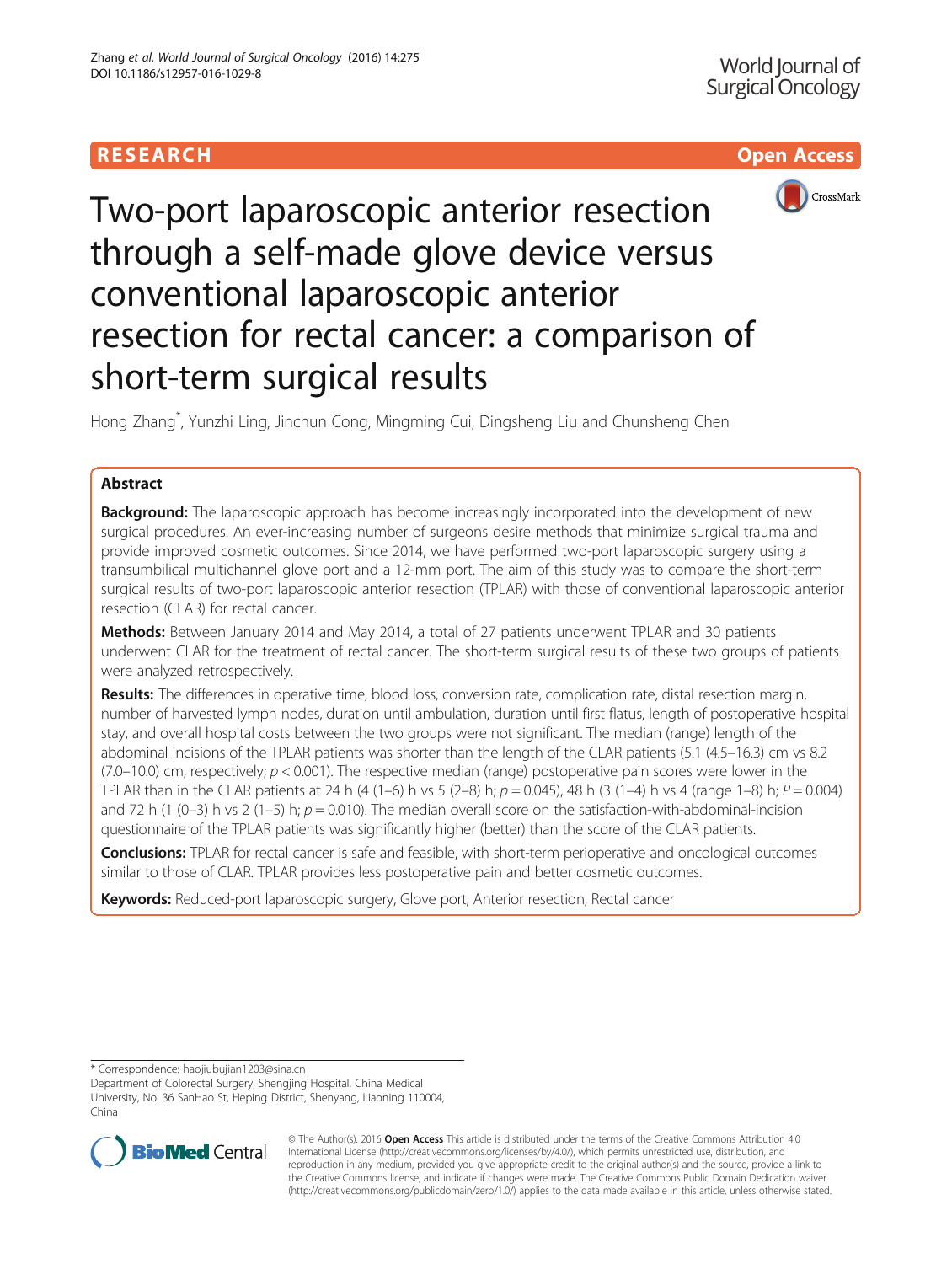RESEARCH

Open Access

# Two-port laparoscopic anterior resection through a self-made glove device versus conventional laparoscopic anterior resection for rectal cancer: a comparison of short-term surgical results

Hong Zhang*, Yunzhi Ling, Jinchun Cong, Mingming Cui, Dingsheng Liu and Chunsheng Chen

## Abstract

**Background:** The laparoscopic approach has become increasingly incorporated into the development of new surgical procedures. An ever-increasing number of surgeons desire methods that minimize surgical trauma and provide improved cosmetic outcomes. Since 2014, we have performed two-port laparoscopic surgery using a transumbilical multichannel glove port and a 12-mm port. The aim of this study was to compare the short-term surgical results of two-port laparoscopic anterior resection (TPLAR) with those of conventional laparoscopic anterior resection (CLAR) for rectal cancer.

**Methods:** Between January 2014 and May 2014, a total of 27 patients underwent TPLAR and 30 patients underwent CLAR for the treatment of rectal cancer. The short-term surgical results of these two groups of patients were analyzed retrospectively.

**Results:** The differences in operative time, blood loss, conversion rate, complication rate, distal resection margin, number of harvested lymph nodes, duration until ambulation, duration until first flatus, length of postoperative hospital stay, and overall hospital costs between the two groups were not significant. The median (range) length of the abdominal incisions of the TPLAR patients was shorter than the length of the CLAR patients (5.1 (4.5–16.3) cm vs 8.2 (7.0–10.0) cm, respectively; $p < 0.001$). The respective median (range) postoperative pain scores were lower in the TPLAR than in the CLAR patients at 24 h (4 (1–6) h vs 5 (2–8) h; $p = 0.045$), 48 h (3 (1–4) h vs 4 (range 1–8) h; $P = 0.004$) and 72 h (1 (0–3) h vs 2 (1–5) h; $p = 0.010$). The median overall score on the satisfaction-with-abdominal-incision questionnaire of the TPLAR patients was significantly higher (better) than the score of the CLAR patients.

**Conclusions:** TPLAR for rectal cancer is safe and feasible, with short-term perioperative and oncological outcomes similar to those of CLAR. TPLAR provides less postoperative pain and better cosmetic outcomes.

**Keywords:** Reduced-port laparoscopic surgery, Glove port, Anterior resection, Rectal cancer

---

* Correspondence: haojiubujian1203@sina.cn
Department of Colorectal Surgery, Shengjing Hospital, China Medical University, No. 36 SanHao St, Heping District, Shenyang, Liaoning 110004, China

© The Author(s). 2016 **Open Access** This article is distributed under the terms of the Creative Commons Attribution 4.0 International License (http://creativecommons.org/licenses/by/4.0/), which permits unrestricted use, distribution, and reproduction in any medium, provided you give appropriate credit to the original author(s) and the source, provide a link to the Creative Commons license, and indicate if changes were made. The Creative Commons Public Domain Dedication waiver (http://creativecommons.org/publicdomain/zero/1.0/) applies to the data made available in this article, unless otherwise stated.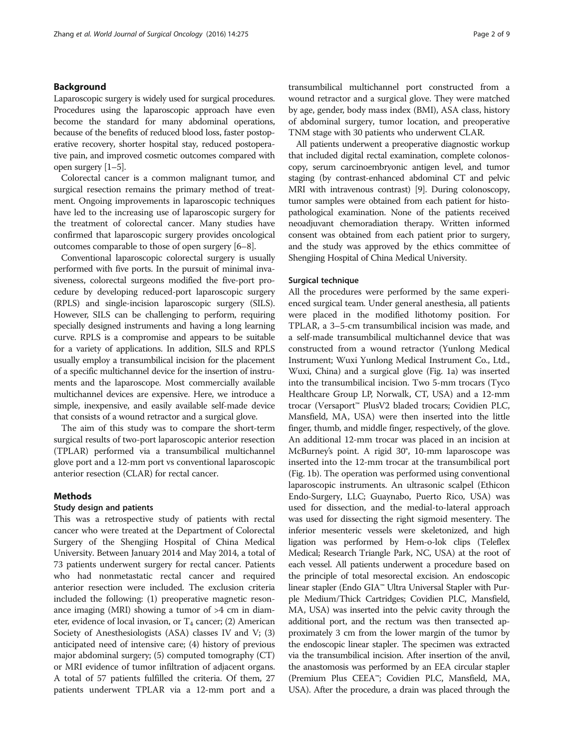## Background

Laparoscopic surgery is widely used for surgical procedures. Procedures using the laparoscopic approach have even become the standard for many abdominal operations, because of the benefits of reduced blood loss, faster postoperative recovery, shorter hospital stay, reduced postoperative pain, and improved cosmetic outcomes compared with open surgery [1–5].

Colorectal cancer is a common malignant tumor, and surgical resection remains the primary method of treatment. Ongoing improvements in laparoscopic techniques have led to the increasing use of laparoscopic surgery for the treatment of colorectal cancer. Many studies have confirmed that laparoscopic surgery provides oncological outcomes comparable to those of open surgery [6–8].

Conventional laparoscopic colorectal surgery is usually performed with five ports. In the pursuit of minimal invasiveness, colorectal surgeons modified the five-port procedure by developing reduced-port laparoscopic surgery (RPLS) and single-incision laparoscopic surgery (SILS). However, SILS can be challenging to perform, requiring specially designed instruments and having a long learning curve. RPLS is a compromise and appears to be suitable for a variety of applications. In addition, SILS and RPLS usually employ a transumbilical incision for the placement of a specific multichannel device for the insertion of instruments and the laparoscope. Most commercially available multichannel devices are expensive. Here, we introduce a simple, inexpensive, and easily available self-made device that consists of a wound retractor and a surgical glove.

The aim of this study was to compare the short-term surgical results of two-port laparoscopic anterior resection (TPLAR) performed via a transumbilical multichannel glove port and a 12-mm port vs conventional laparoscopic anterior resection (CLAR) for rectal cancer.

## Methods

### Study design and patients

This was a retrospective study of patients with rectal cancer who were treated at the Department of Colorectal Surgery of the Shengjing Hospital of China Medical University. Between January 2014 and May 2014, a total of 73 patients underwent surgery for rectal cancer. Patients who had nonmetastatic rectal cancer and required anterior resection were included. The exclusion criteria included the following: (1) preoperative magnetic resonance imaging (MRI) showing a tumor of >4 cm in diameter, evidence of local invasion, or $T_4$ cancer; (2) American Society of Anesthesiologists (ASA) classes IV and V; (3) anticipated need of intensive care; (4) history of previous major abdominal surgery; (5) computed tomography (CT) or MRI evidence of tumor infiltration of adjacent organs. A total of 57 patients fulfilled the criteria. Of them, 27 patients underwent TPLAR via a 12-mm port and a transumbilical multichannel port constructed from a wound retractor and a surgical glove. They were matched by age, gender, body mass index (BMI), ASA class, history of abdominal surgery, tumor location, and preoperative TNM stage with 30 patients who underwent CLAR.

All patients underwent a preoperative diagnostic workup that included digital rectal examination, complete colonoscopy, serum carcinoembryonic antigen level, and tumor staging (by contrast-enhanced abdominal CT and pelvic MRI with intravenous contrast) [9]. During colonoscopy, tumor samples were obtained from each patient for histopathological examination. None of the patients received neoadjuvant chemoradiation therapy. Written informed consent was obtained from each patient prior to surgery, and the study was approved by the ethics committee of Shengjing Hospital of China Medical University.

### Surgical technique

All the procedures were performed by the same experienced surgical team. Under general anesthesia, all patients were placed in the modified lithotomy position. For TPLAR, a 3–5-cm transumbilical incision was made, and a self-made transumbilical multichannel device that was constructed from a wound retractor (Yunlong Medical Instrument; Wuxi Yunlong Medical Instrument Co., Ltd., Wuxi, China) and a surgical glove (Fig. 1a) was inserted into the transumbilical incision. Two 5-mm trocars (Tyco Healthcare Group LP, Norwalk, CT, USA) and a 12-mm trocar (Versaport™ PlusV2 bladed trocars; Covidien PLC, Mansfield, MA, USA) were then inserted into the little finger, thumb, and middle finger, respectively, of the glove. An additional 12-mm trocar was placed in an incision at McBurney's point. A rigid 30°, 10-mm laparoscope was inserted into the 12-mm trocar at the transumbilical port (Fig. 1b). The operation was performed using conventional laparoscopic instruments. An ultrasonic scalpel (Ethicon Endo-Surgery, LLC; Guaynabo, Puerto Rico, USA) was used for dissection, and the medial-to-lateral approach was used for dissecting the right sigmoid mesentery. The inferior mesenteric vessels were skeletonized, and high ligation was performed by Hem-o-lok clips (Teleflex Medical; Research Triangle Park, NC, USA) at the root of each vessel. All patients underwent a procedure based on the principle of total mesorectal excision. An endoscopic linear stapler (Endo GIA™ Ultra Universal Stapler with Purple Medium/Thick Cartridges; Covidien PLC, Mansfield, MA, USA) was inserted into the pelvic cavity through the additional port, and the rectum was then transected approximately 3 cm from the lower margin of the tumor by the endoscopic linear stapler. The specimen was extracted via the transumbilical incision. After insertion of the anvil, the anastomosis was performed by an EEA circular stapler (Premium Plus CEEA™; Covidien PLC, Mansfield, MA, USA). After the procedure, a drain was placed through the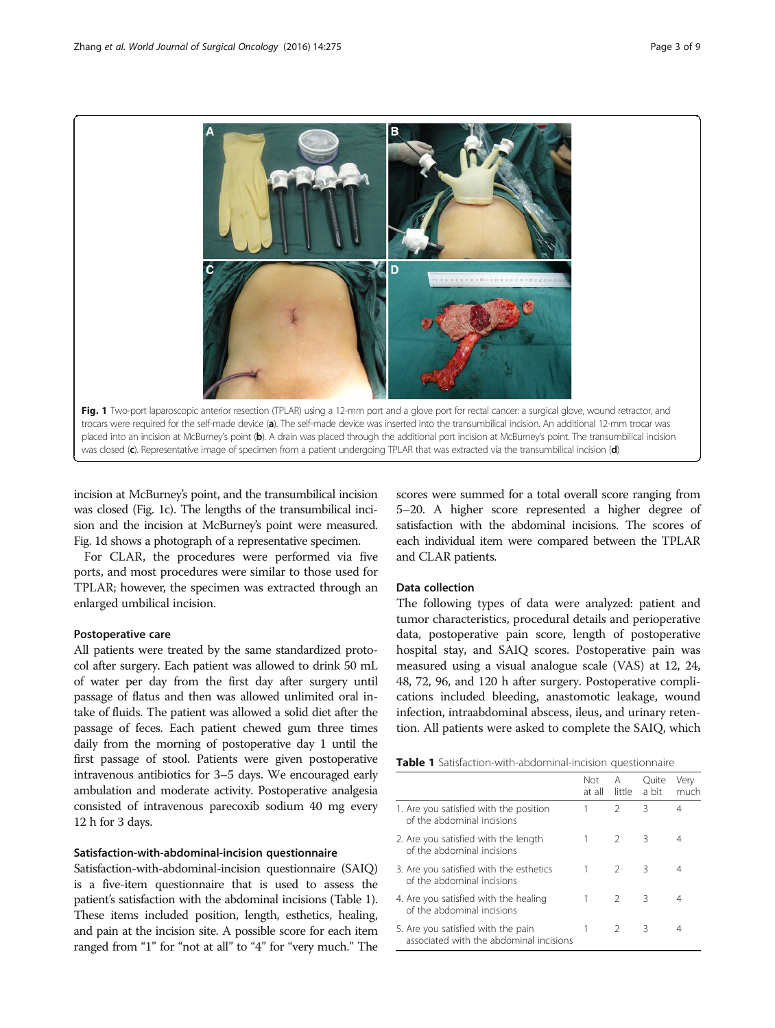Fig. 1 Two-port laparoscopic anterior resection (TPLAR) using a 12-mm port and a glove port for rectal cancer: a surgical glove, wound retractor, and trocars were required for the self-made device (**a**). The self-made device was inserted into the transumbilical incision. An additional 12-mm trocar was placed into an incision at McBurney's point (**b**). A drain was placed through the additional port incision at McBurney's point. The transumbilical incision was closed (**c**). Representative image of specimen from a patient undergoing TPLAR that was extracted via the transumbilical incision (**d**)

incision at McBurney's point, and the transumbilical incision was closed (Fig. 1c). The lengths of the transumbilical incision and the incision at McBurney's point were measured. Fig. 1d shows a photograph of a representative specimen.

For CLAR, the procedures were performed via five ports, and most procedures were similar to those used for TPLAR; however, the specimen was extracted through an enlarged umbilical incision.

### Postoperative care

All patients were treated by the same standardized protocol after surgery. Each patient was allowed to drink 50 mL of water per day from the first day after surgery until passage of flatus and then was allowed unlimited oral intake of fluids. The patient was allowed a solid diet after the passage of feces. Each patient chewed gum three times daily from the morning of postoperative day 1 until the first passage of stool. Patients were given postoperative intravenous antibiotics for 3–5 days. We encouraged early ambulation and moderate activity. Postoperative analgesia consisted of intravenous parecoxib sodium 40 mg every 12 h for 3 days.

### Satisfaction-with-abdominal-incision questionnaire

Satisfaction-with-abdominal-incision questionnaire (SAIQ) is a five-item questionnaire that is used to assess the patient's satisfaction with the abdominal incisions (Table 1). These items included position, length, esthetics, healing, and pain at the incision site. A possible score for each item ranged from "1" for "not at all" to "4" for "very much." The scores were summed for a total overall score ranging from 5–20. A higher score represented a higher degree of satisfaction with the abdominal incisions. The scores of each individual item were compared between the TPLAR and CLAR patients.

### Data collection

The following types of data were analyzed: patient and tumor characteristics, procedural details and perioperative data, postoperative pain score, length of postoperative hospital stay, and SAIQ scores. Postoperative pain was measured using a visual analogue scale (VAS) at 12, 24, 48, 72, 96, and 120 h after surgery. Postoperative complications included bleeding, anastomotic leakage, wound infection, intraabdominal abscess, ileus, and urinary retention. All patients were asked to complete the SAIQ, which

**Table 1** Satisfaction-with-abdominal-incision questionnaire

| | Not at all | A little | Quite a bit | Very much |
|---|---|---|---|---|
| 1. Are you satisfied with the position of the abdominal incisions | 1 | 2 | 3 | 4 |
| 2. Are you satisfied with the length of the abdominal incisions | 1 | 2 | 3 | 4 |
| 3. Are you satisfied with the esthetics of the abdominal incisions | 1 | 2 | 3 | 4 |
| 4. Are you satisfied with the healing of the abdominal incisions | 1 | 2 | 3 | 4 |
| 5. Are you satisfied with the pain associated with the abdominal incisions | 1 | 2 | 3 | 4 |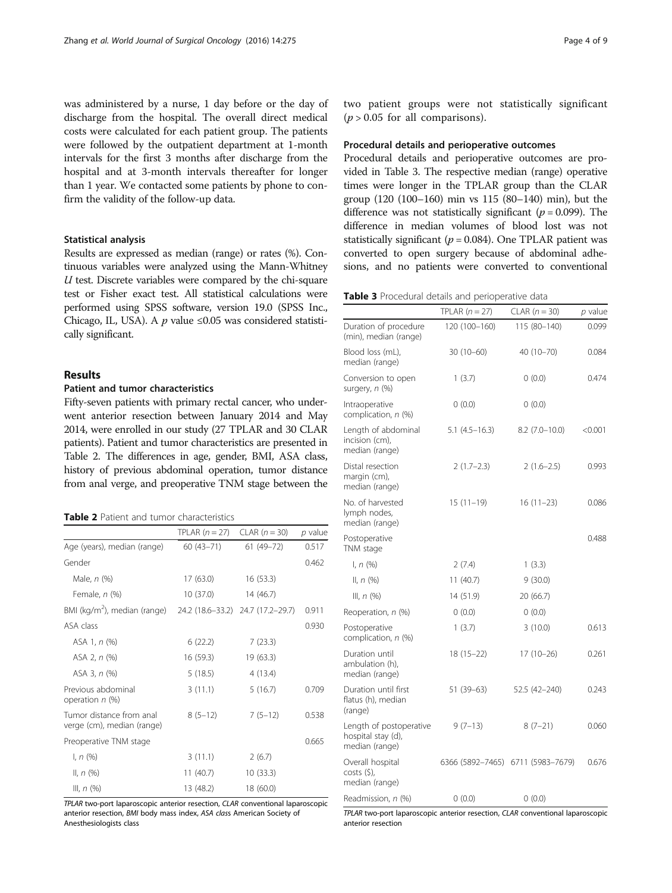was administered by a nurse, 1 day before or the day of discharge from the hospital. The overall direct medical costs were calculated for each patient group. The patients were followed by the outpatient department at 1-month intervals for the first 3 months after discharge from the hospital and at 3-month intervals thereafter for longer than 1 year. We contacted some patients by phone to confirm the validity of the follow-up data.

### Statistical analysis

Results are expressed as median (range) or rates (%). Continuous variables were analyzed using the Mann-Whitney *U* test. Discrete variables were compared by the chi-square test or Fisher exact test. All statistical calculations were performed using SPSS software, version 19.0 (SPSS Inc., Chicago, IL, USA). A *p* value ≤0.05 was considered statistically significant.

## Results

### Patient and tumor characteristics

Fifty-seven patients with primary rectal cancer, who underwent anterior resection between January 2014 and May 2014, were enrolled in our study (27 TPLAR and 30 CLAR patients). Patient and tumor characteristics are presented in Table 2. The differences in age, gender, BMI, ASA class, history of previous abdominal operation, tumor distance from anal verge, and preoperative TNM stage between the two patient groups were not statistically significant ($p > 0.05$ for all comparisons).

**Table 2** Patient and tumor characteristics

| | TPLAR ($n = 27$) | CLAR ($n = 30$) | *p* value |
|---|---|---|---|
| Age (years), median (range) | 60 (43–71) | 61 (49–72) | 0.517 |
| Gender | | | 0.462 |
| Male, *n* (%) | 17 (63.0) | 16 (53.3) | |
| Female, *n* (%) | 10 (37.0) | 14 (46.7) | |
| BMI (kg/m$^2$), median (range) | 24.2 (18.6–33.2) | 24.7 (17.2–29.7) | 0.911 |
| ASA class | | | 0.930 |
| ASA 1, *n* (%) | 6 (22.2) | 7 (23.3) | |
| ASA 2, *n* (%) | 16 (59.3) | 19 (63.3) | |
| ASA 3, *n* (%) | 5 (18.5) | 4 (13.4) | |
| Previous abdominal operation *n* (%) | 3 (11.1) | 5 (16.7) | 0.709 |
| Tumor distance from anal verge (cm), median (range) | 8 (5–12) | 7 (5–12) | 0.538 |
| Preoperative TNM stage | | | 0.665 |
| I, *n* (%) | 3 (11.1) | 2 (6.7) | |
| II, *n* (%) | 11 (40.7) | 10 (33.3) | |
| III, *n* (%) | 13 (48.2) | 18 (60.0) | |

*TPLAR* two-port laparoscopic anterior resection, *CLAR* conventional laparoscopic anterior resection, *BMI* body mass index, *ASA class* American Society of Anesthesiologists class

### Procedural details and perioperative outcomes

Procedural details and perioperative outcomes are provided in Table 3. The respective median (range) operative times were longer in the TPLAR group than the CLAR group (120 (100–160) min vs 115 (80–140) min), but the difference was not statistically significant ($p = 0.099$). The difference in median volumes of blood lost was not statistically significant ($p = 0.084$). One TPLAR patient was converted to open surgery because of abdominal adhesions, and no patients were converted to conventional

**Table 3** Procedural details and perioperative data

| | TPLAR ($n = 27$) | CLAR ($n = 30$) | *p* value |
|---|---|---|---|
| Duration of procedure (min), median (range) | 120 (100–160) | 115 (80–140) | 0.099 |
| Blood loss (mL), median (range) | 30 (10–60) | 40 (10–70) | 0.084 |
| Conversion to open surgery, *n* (%) | 1 (3.7) | 0 (0.0) | 0.474 |
| Intraoperative complication, *n* (%) | 0 (0.0) | 0 (0.0) | |
| Length of abdominal incision (cm), median (range) | 5.1 (4.5–16.3) | 8.2 (7.0–10.0) | <0.001 |
| Distal resection margin (cm), median (range) | 2 (1.7–2.3) | 2 (1.6–2.5) | 0.993 |
| No. of harvested lymph nodes, median (range) | 15 (11–19) | 16 (11–23) | 0.086 |
| Postoperative TNM stage | | | 0.488 |
| I, *n* (%) | 2 (7.4) | 1 (3.3) | |
| II, *n* (%) | 11 (40.7) | 9 (30.0) | |
| III, *n* (%) | 14 (51.9) | 20 (66.7) | |
| Reoperation, *n* (%) | 0 (0.0) | 0 (0.0) | |
| Postoperative complication, *n* (%) | 1 (3.7) | 3 (10.0) | 0.613 |
| Duration until ambulation (h), median (range) | 18 (15–22) | 17 (10–26) | 0.261 |
| Duration until first flatus (h), median (range) | 51 (39–63) | 52.5 (42–240) | 0.243 |
| Length of postoperative hospital stay (d), median (range) | 9 (7–13) | 8 (7–21) | 0.060 |
| Overall hospital costs ($), median (range) | 6366 (5892–7465) | 6711 (5983–7679) | 0.676 |
| Readmission, *n* (%) | 0 (0.0) | 0 (0.0) | |

*TPLAR* two-port laparoscopic anterior resection, *CLAR* conventional laparoscopic anterior resection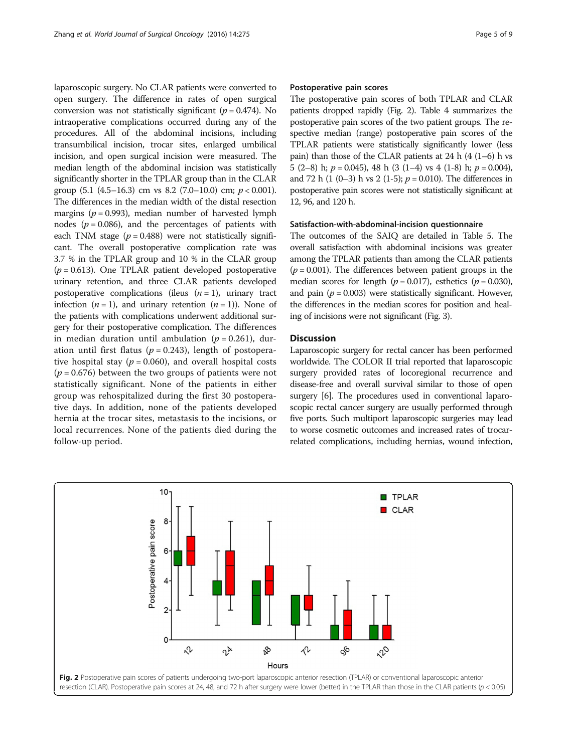laparoscopic surgery. No CLAR patients were converted to open surgery. The difference in rates of open surgical conversion was not statistically significant ($p = 0.474$). No intraoperative complications occurred during any of the procedures. All of the abdominal incisions, including transumbilical incision, trocar sites, enlarged umbilical incision, and open surgical incision were measured. The median length of the abdominal incision was statistically significantly shorter in the TPLAR group than in the CLAR group (5.1 (4.5–16.3) cm vs 8.2 (7.0–10.0) cm; $p < 0.001$). The differences in the median width of the distal resection margins ($p = 0.993$), median number of harvested lymph nodes ($p = 0.086$), and the percentages of patients with each TNM stage ($p = 0.488$) were not statistically significant. The overall postoperative complication rate was 3.7 % in the TPLAR group and 10 % in the CLAR group ($p = 0.613$). One TPLAR patient developed postoperative urinary retention, and three CLAR patients developed postoperative complications (ileus ($n = 1$), urinary tract infection ($n = 1$), and urinary retention ($n = 1$)). None of the patients with complications underwent additional surgery for their postoperative complication. The differences in median duration until ambulation ($p = 0.261$), duration until first flatus ($p = 0.243$), length of postoperative hospital stay ($p = 0.060$), and overall hospital costs ($p = 0.676$) between the two groups of patients were not statistically significant. None of the patients in either group was rehospitalized during the first 30 postoperative days. In addition, none of the patients developed hernia at the trocar sites, metastasis to the incisions, or local recurrences. None of the patients died during the follow-up period.

### Postoperative pain scores

The postoperative pain scores of both TPLAR and CLAR patients dropped rapidly (Fig. 2). Table 4 summarizes the postoperative pain scores of the two patient groups. The respective median (range) postoperative pain scores of the TPLAR patients were statistically significantly lower (less pain) than those of the CLAR patients at 24 h (4 (1–6) h vs 5 (2–8) h; $p = 0.045$), 48 h (3 (1–4) vs 4 (1-8) h; $p = 0.004$), and 72 h (1 (0–3) h vs 2 (1-5); $p = 0.010$). The differences in postoperative pain scores were not statistically significant at 12, 96, and 120 h.

### Satisfaction-with-abdominal-incision questionnaire

The outcomes of the SAIQ are detailed in Table 5. The overall satisfaction with abdominal incisions was greater among the TPLAR patients than among the CLAR patients ($p = 0.001$). The differences between patient groups in the median scores for length ($p = 0.017$), esthetics ($p = 0.030$), and pain ($p = 0.003$) were statistically significant. However, the differences in the median scores for position and healing of incisions were not significant (Fig. 3).

## Discussion

Laparoscopic surgery for rectal cancer has been performed worldwide. The COLOR II trial reported that laparoscopic surgery provided rates of locoregional recurrence and disease-free and overall survival similar to those of open surgery [6]. The procedures used in conventional laparoscopic rectal cancer surgery are usually performed through five ports. Such multiport laparoscopic surgeries may lead to worse cosmetic outcomes and increased rates of trocar-related complications, including hernias, wound infection,

**Fig. 2** Postoperative pain scores of patients undergoing two-port laparoscopic anterior resection (TPLAR) or conventional laparoscopic anterior resection (CLAR). Postoperative pain scores at 24, 48, and 72 h after surgery were lower (better) in the TPLAR than those in the CLAR patients ($p < 0.05$)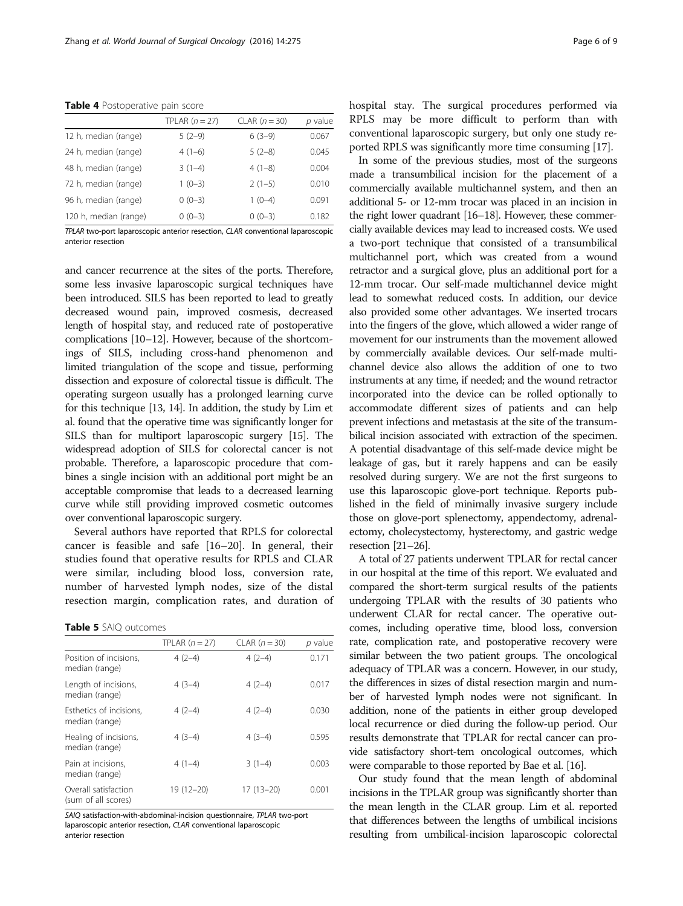**Table 4** Postoperative pain score

| | TPLAR ($n = 27$) | CLAR ($n = 30$) | $p$ value |
|---|---|---|---|
| 12 h, median (range) | 5 (2–9) | 6 (3–9) | 0.067 |
| 24 h, median (range) | 4 (1–6) | 5 (2–8) | 0.045 |
| 48 h, median (range) | 3 (1–4) | 4 (1–8) | 0.004 |
| 72 h, median (range) | 1 (0–3) | 2 (1–5) | 0.010 |
| 96 h, median (range) | 0 (0–3) | 1 (0–4) | 0.091 |
| 120 h, median (range) | 0 (0–3) | 0 (0–3) | 0.182 |

*TPLAR* two-port laparoscopic anterior resection, *CLAR* conventional laparoscopic anterior resection

and cancer recurrence at the sites of the ports. Therefore, some less invasive laparoscopic surgical techniques have been introduced. SILS has been reported to lead to greatly decreased wound pain, improved cosmesis, decreased length of hospital stay, and reduced rate of postoperative complications [10–12]. However, because of the shortcomings of SILS, including cross-hand phenomenon and limited triangulation of the scope and tissue, performing dissection and exposure of colorectal tissue is difficult. The operating surgeon usually has a prolonged learning curve for this technique [13, 14]. In addition, the study by Lim et al. found that the operative time was significantly longer for SILS than for multiport laparoscopic surgery [15]. The widespread adoption of SILS for colorectal cancer is not probable. Therefore, a laparoscopic procedure that combines a single incision with an additional port might be an acceptable compromise that leads to a decreased learning curve while still providing improved cosmetic outcomes over conventional laparoscopic surgery.

Several authors have reported that RPLS for colorectal cancer is feasible and safe [16–20]. In general, their studies found that operative results for RPLS and CLAR were similar, including blood loss, conversion rate, number of harvested lymph nodes, size of the distal resection margin, complication rates, and duration of hospital stay. The surgical procedures performed via RPLS may be more difficult to perform than with conventional laparoscopic surgery, but only one study reported RPLS was significantly more time consuming [17].

**Table 5** SAIQ outcomes

| | TPLAR ($n = 27$) | CLAR ($n = 30$) | $p$ value |
|---|---|---|---|
| Position of incisions, median (range) | 4 (2–4) | 4 (2–4) | 0.171 |
| Length of incisions, median (range) | 4 (3–4) | 4 (2–4) | 0.017 |
| Esthetics of incisions, median (range) | 4 (2–4) | 4 (2–4) | 0.030 |
| Healing of incisions, median (range) | 4 (3–4) | 4 (3–4) | 0.595 |
| Pain at incisions, median (range) | 4 (1–4) | 3 (1–4) | 0.003 |
| Overall satisfaction (sum of all scores) | 19 (12–20) | 17 (13–20) | 0.001 |

*SAIQ* satisfaction-with-abdominal-incision questionnaire, *TPLAR* two-port laparoscopic anterior resection, *CLAR* conventional laparoscopic anterior resection

In some of the previous studies, most of the surgeons made a transumbilical incision for the placement of a commercially available multichannel system, and then an additional 5- or 12-mm trocar was placed in an incision in the right lower quadrant [16–18]. However, these commercially available devices may lead to increased costs. We used a two-port technique that consisted of a transumbilical multichannel port, which was created from a wound retractor and a surgical glove, plus an additional port for a 12-mm trocar. Our self-made multichannel device might lead to somewhat reduced costs. In addition, our device also provided some other advantages. We inserted trocars into the fingers of the glove, which allowed a wider range of movement for our instruments than the movement allowed by commercially available devices. Our self-made multichannel device also allows the addition of one to two instruments at any time, if needed; and the wound retractor incorporated into the device can be rolled optionally to accommodate different sizes of patients and can help prevent infections and metastasis at the site of the transumbilical incision associated with extraction of the specimen. A potential disadvantage of this self-made device might be leakage of gas, but it rarely happens and can be easily resolved during surgery. We are not the first surgeons to use this laparoscopic glove-port technique. Reports published in the field of minimally invasive surgery include those on glove-port splenectomy, appendectomy, adrenalectomy, cholecystectomy, hysterectomy, and gastric wedge resection [21–26].

A total of 27 patients underwent TPLAR for rectal cancer in our hospital at the time of this report. We evaluated and compared the short-term surgical results of the patients undergoing TPLAR with the results of 30 patients who underwent CLAR for rectal cancer. The operative outcomes, including operative time, blood loss, conversion rate, complication rate, and postoperative recovery were similar between the two patient groups. The oncological adequacy of TPLAR was a concern. However, in our study, the differences in sizes of distal resection margin and number of harvested lymph nodes were not significant. In addition, none of the patients in either group developed local recurrence or died during the follow-up period. Our results demonstrate that TPLAR for rectal cancer can provide satisfactory short-tem oncological outcomes, which were comparable to those reported by Bae et al. [16].

Our study found that the mean length of abdominal incisions in the TPLAR group was significantly shorter than the mean length in the CLAR group. Lim et al. reported that differences between the lengths of umbilical incisions resulting from umbilical-incision laparoscopic colorectal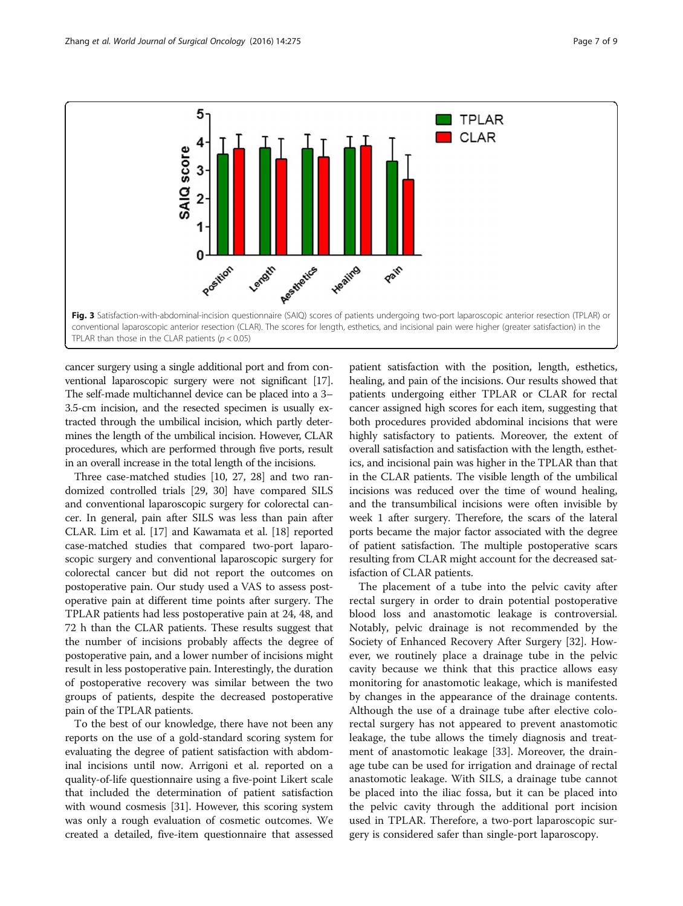Fig. 3 Satisfaction-with-abdominal-incision questionnaire (SAIQ) scores of patients undergoing two-port laparoscopic anterior resection (TPLAR) or conventional laparoscopic anterior resection (CLAR). The scores for length, esthetics, and incisional pain were higher (greater satisfaction) in the TPLAR than those in the CLAR patients ($p < 0.05$)

cancer surgery using a single additional port and from conventional laparoscopic surgery were not significant [17]. The self-made multichannel device can be placed into a 3–3.5-cm incision, and the resected specimen is usually extracted through the umbilical incision, which partly determines the length of the umbilical incision. However, CLAR procedures, which are performed through five ports, result in an overall increase in the total length of the incisions.

Three case-matched studies [10, 27, 28] and two randomized controlled trials [29, 30] have compared SILS and conventional laparoscopic surgery for colorectal cancer. In general, pain after SILS was less than pain after CLAR. Lim et al. [17] and Kawamata et al. [18] reported case-matched studies that compared two-port laparoscopic surgery and conventional laparoscopic surgery for colorectal cancer but did not report the outcomes on postoperative pain. Our study used a VAS to assess postoperative pain at different time points after surgery. The TPLAR patients had less postoperative pain at 24, 48, and 72 h than the CLAR patients. These results suggest that the number of incisions probably affects the degree of postoperative pain, and a lower number of incisions might result in less postoperative pain. Interestingly, the duration of postoperative recovery was similar between the two groups of patients, despite the decreased postoperative pain of the TPLAR patients.

To the best of our knowledge, there have not been any reports on the use of a gold-standard scoring system for evaluating the degree of patient satisfaction with abdominal incisions until now. Arrigoni et al. reported on a quality-of-life questionnaire using a five-point Likert scale that included the determination of patient satisfaction with wound cosmesis [31]. However, this scoring system was only a rough evaluation of cosmetic outcomes. We created a detailed, five-item questionnaire that assessed patient satisfaction with the position, length, esthetics, healing, and pain of the incisions. Our results showed that patients undergoing either TPLAR or CLAR for rectal cancer assigned high scores for each item, suggesting that both procedures provided abdominal incisions that were highly satisfactory to patients. Moreover, the extent of overall satisfaction and satisfaction with the length, esthetics, and incisional pain was higher in the TPLAR than that in the CLAR patients. The visible length of the umbilical incisions was reduced over the time of wound healing, and the transumbilical incisions were often invisible by week 1 after surgery. Therefore, the scars of the lateral ports became the major factor associated with the degree of patient satisfaction. The multiple postoperative scars resulting from CLAR might account for the decreased satisfaction of CLAR patients.

The placement of a tube into the pelvic cavity after rectal surgery in order to drain potential postoperative blood loss and anastomotic leakage is controversial. Notably, pelvic drainage is not recommended by the Society of Enhanced Recovery After Surgery [32]. However, we routinely place a drainage tube in the pelvic cavity because we think that this practice allows easy monitoring for anastomotic leakage, which is manifested by changes in the appearance of the drainage contents. Although the use of a drainage tube after elective colorectal surgery has not appeared to prevent anastomotic leakage, the tube allows the timely diagnosis and treatment of anastomotic leakage [33]. Moreover, the drainage tube can be used for irrigation and drainage of rectal anastomotic leakage. With SILS, a drainage tube cannot be placed into the iliac fossa, but it can be placed into the pelvic cavity through the additional port incision used in TPLAR. Therefore, a two-port laparoscopic surgery is considered safer than single-port laparoscopy.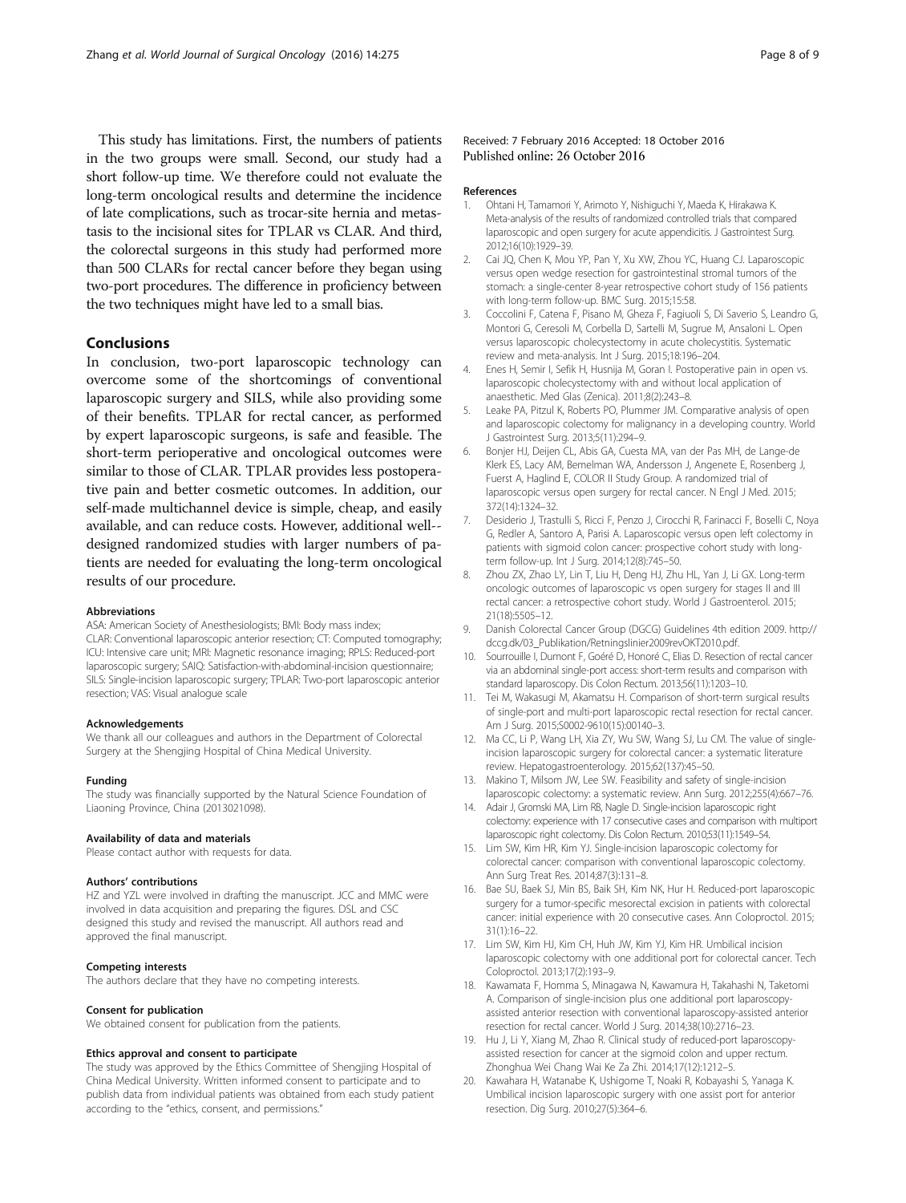This study has limitations. First, the numbers of patients in the two groups were small. Second, our study had a short follow-up time. We therefore could not evaluate the long-term oncological results and determine the incidence of late complications, such as trocar-site hernia and metastasis to the incisional sites for TPLAR vs CLAR. And third, the colorectal surgeons in this study had performed more than 500 CLARs for rectal cancer before they began using two-port procedures. The difference in proficiency between the two techniques might have led to a small bias.

## Conclusions

In conclusion, two-port laparoscopic technology can overcome some of the shortcomings of conventional laparoscopic surgery and SILS, while also providing some of their benefits. TPLAR for rectal cancer, as performed by expert laparoscopic surgeons, is safe and feasible. The short-term perioperative and oncological outcomes were similar to those of CLAR. TPLAR provides less postoperative pain and better cosmetic outcomes. In addition, our self-made multichannel device is simple, cheap, and easily available, and can reduce costs. However, additional well--designed randomized studies with larger numbers of patients are needed for evaluating the long-term oncological results of our procedure.

#### Abbreviations

ASA: American Society of Anesthesiologists; BMI: Body mass index; CLAR: Conventional laparoscopic anterior resection; CT: Computed tomography; ICU: Intensive care unit; MRI: Magnetic resonance imaging; RPLS: Reduced-port laparoscopic surgery; SAIQ: Satisfaction-with-abdominal-incision questionnaire; SILS: Single-incision laparoscopic surgery; TPLAR: Two-port laparoscopic anterior resection; VAS: Visual analogue scale

#### Acknowledgements

We thank all our colleagues and authors in the Department of Colorectal Surgery at the Shengjing Hospital of China Medical University.

#### Funding

The study was financially supported by the Natural Science Foundation of Liaoning Province, China (2013021098).

#### Availability of data and materials

Please contact author with requests for data.

#### Authors' contributions

HZ and YZL were involved in drafting the manuscript. JCC and MMC were involved in data acquisition and preparing the figures. DSL and CSC designed this study and revised the manuscript. All authors read and approved the final manuscript.

#### Competing interests

The authors declare that they have no competing interests.

#### Consent for publication

We obtained consent for publication from the patients.

#### Ethics approval and consent to participate

The study was approved by the Ethics Committee of Shengjing Hospital of China Medical University. Written informed consent to participate and to publish data from individual patients was obtained from each study patient according to the "ethics, consent, and permissions."

Received: 7 February 2016 Accepted: 18 October 2016
Published online: 26 October 2016

#### References

1. Ohtani H, Tamamori Y, Arimoto Y, Nishiguchi Y, Maeda K, Hirakawa K. Meta-analysis of the results of randomized controlled trials that compared laparoscopic and open surgery for acute appendicitis. J Gastrointest Surg. 2012;16(10):1929–39.
2. Cai JQ, Chen K, Mou YP, Pan Y, Xu XW, Zhou YC, Huang CJ. Laparoscopic versus open wedge resection for gastrointestinal stromal tumors of the stomach: a single-center 8-year retrospective cohort study of 156 patients with long-term follow-up. BMC Surg. 2015;15:58.
3. Coccolini F, Catena F, Pisano M, Gheza F, Fagiuoli S, Di Saverio S, Leandro G, Montori G, Ceresoli M, Corbella D, Sartelli M, Sugrue M, Ansaloni L. Open versus laparoscopic cholecystectomy in acute cholecystitis. Systematic review and meta-analysis. Int J Surg. 2015;18:196–204.
4. Enes H, Semir I, Sefik H, Husnija M, Goran I. Postoperative pain in open vs. laparoscopic cholecystectomy with and without local application of anaesthetic. Med Glas (Zenica). 2011;8(2):243–8.
5. Leake PA, Pitzul K, Roberts PO, Plummer JM. Comparative analysis of open and laparoscopic colectomy for malignancy in a developing country. World J Gastrointest Surg. 2013;5(11):294–9.
6. Bonjer HJ, Deijen CL, Abis GA, Cuesta MA, van der Pas MH, de Lange-de Klerk ES, Lacy AM, Bemelman WA, Andersson J, Angenete E, Rosenberg J, Fuerst A, Haglind E, COLOR II Study Group. A randomized trial of laparoscopic versus open surgery for rectal cancer. N Engl J Med. 2015; 372(14):1324–32.
7. Desiderio J, Trastulli S, Ricci F, Penzo J, Cirocchi R, Farinacci F, Boselli C, Noya G, Redler A, Santoro A, Parisi A. Laparoscopic versus open left colectomy in patients with sigmoid colon cancer: prospective cohort study with long-term follow-up. Int J Surg. 2014;12(8):745–50.
8. Zhou ZX, Zhao LY, Lin T, Liu H, Deng HJ, Zhu HL, Yan J, Li GX. Long-term oncologic outcomes of laparoscopic vs open surgery for stages II and III rectal cancer: a retrospective cohort study. World J Gastroenterol. 2015; 21(18):5505–12.
9. Danish Colorectal Cancer Group (DGCG) Guidelines 4th edition 2009. http://dccg.dk/03_Publikation/Retningslinier2009revOKT2010.pdf.
10. Sourrouille I, Dumont F, Goéré D, Honoré C, Elias D. Resection of rectal cancer via an abdominal single-port access: short-term results and comparison with standard laparoscopy. Dis Colon Rectum. 2013;56(11):1203–10.
11. Tei M, Wakasugi M, Akamatsu H. Comparison of short-term surgical results of single-port and multi-port laparoscopic rectal resection for rectal cancer. Am J Surg. 2015;S0002-9610(15):00140–3.
12. Ma CC, Li P, Wang LH, Xia ZY, Wu SW, Wang SJ, Lu CM. The value of single-incision laparoscopic surgery for colorectal cancer: a systematic literature review. Hepatogastroenterology. 2015;62(137):45–50.
13. Makino T, Milsom JW, Lee SW. Feasibility and safety of single-incision laparoscopic colectomy: a systematic review. Ann Surg. 2012;255(4):667–76.
14. Adair J, Gromski MA, Lim RB, Nagle D. Single-incision laparoscopic right colectomy: experience with 17 consecutive cases and comparison with multiport laparoscopic right colectomy. Dis Colon Rectum. 2010;53(11):1549–54.
15. Lim SW, Kim HR, Kim YJ. Single-incision laparoscopic colectomy for colorectal cancer: comparison with conventional laparoscopic colectomy. Ann Surg Treat Res. 2014;87(3):131–8.
16. Bae SU, Baek SJ, Min BS, Baik SH, Kim NK, Hur H. Reduced-port laparoscopic surgery for a tumor-specific mesorectal excision in patients with colorectal cancer: initial experience with 20 consecutive cases. Ann Coloproctol. 2015; 31(1):16–22.
17. Lim SW, Kim HJ, Kim CH, Huh JW, Kim YJ, Kim HR. Umbilical incision laparoscopic colectomy with one additional port for colorectal cancer. Tech Coloproctol. 2013;17(2):193–9.
18. Kawamata F, Homma S, Minagawa N, Kawamura H, Takahashi N, Taketomi A. Comparison of single-incision plus one additional port laparoscopy-assisted anterior resection with conventional laparoscopy-assisted anterior resection for rectal cancer. World J Surg. 2014;38(10):2716–23.
19. Hu J, Li Y, Xiang M, Zhao R. Clinical study of reduced-port laparoscopy-assisted resection for cancer at the sigmoid colon and upper rectum. Zhonghua Wei Chang Wai Ke Za Zhi. 2014;17(12):1212–5.
20. Kawahara H, Watanabe K, Ushigome T, Noaki R, Kobayashi S, Yanaga K. Umbilical incision laparoscopic surgery with one assist port for anterior resection. Dig Surg. 2010;27(5):364–6.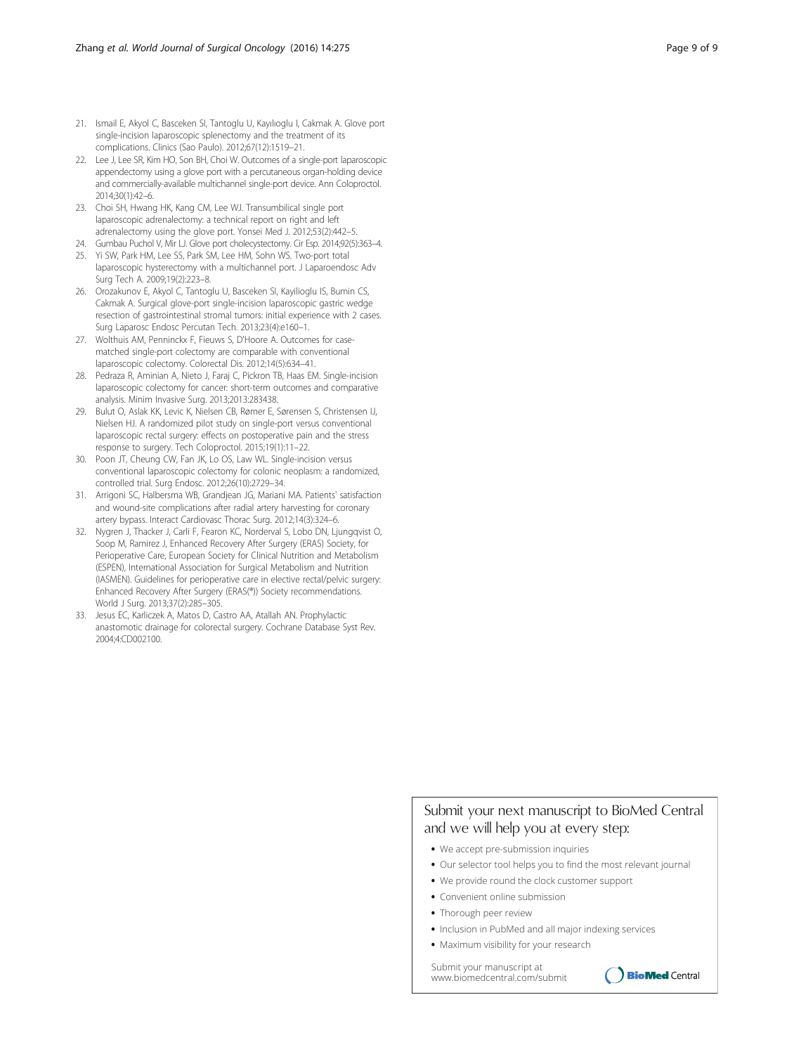21. Ismail E, Akyol C, Basceken SI, Tantoglu U, Kayılıoglu I, Cakmak A. Glove port single-incision laparoscopic splenectomy and the treatment of its complications. Clinics (Sao Paulo). 2012;67(12):1519–21.
22. Lee J, Lee SR, Kim HO, Son BH, Choi W. Outcomes of a single-port laparoscopic appendectomy using a glove port with a percutaneous organ-holding device and commercially-available multichannel single-port device. Ann Coloproctol. 2014;30(1):42–6.
23. Choi SH, Hwang HK, Kang CM, Lee WJ. Transumbilical single port laparoscopic adrenalectomy: a technical report on right and left adrenalectomy using the glove port. Yonsei Med J. 2012;53(2):442–5.
24. Gumbau Puchol V, Mir LJ. Glove port cholecystectomy. Cir Esp. 2014;92(5):363–4.
25. Yi SW, Park HM, Lee SS, Park SM, Lee HM, Sohn WS. Two-port total laparoscopic hysterectomy with a multichannel port. J Laparoendosc Adv Surg Tech A. 2009;19(2):223–8.
26. Orozakunov E, Akyol C, Tantoglu U, Basceken SI, Kayilioglu IS, Bumin CS, Cakmak A. Surgical glove-port single-incision laparoscopic gastric wedge resection of gastrointestinal stromal tumors: initial experience with 2 cases. Surg Laparosc Endosc Percutan Tech. 2013;23(4):e160–1.
27. Wolthuis AM, Penninckx F, Fieuws S, D'Hoore A. Outcomes for case-matched single-port colectomy are comparable with conventional laparoscopic colectomy. Colorectal Dis. 2012;14(5):634–41.
28. Pedraza R, Aminian A, Nieto J, Faraj C, Pickron TB, Haas EM. Single-incision laparoscopic colectomy for cancer: short-term outcomes and comparative analysis. Minim Invasive Surg. 2013;2013:283438.
29. Bulut O, Aslak KK, Levic K, Nielsen CB, Rømer E, Sørensen S, Christensen IJ, Nielsen HJ. A randomized pilot study on single-port versus conventional laparoscopic rectal surgery: effects on postoperative pain and the stress response to surgery. Tech Coloproctol. 2015;19(1):11–22.
30. Poon JT, Cheung CW, Fan JK, Lo OS, Law WL. Single-incision versus conventional laparoscopic colectomy for colonic neoplasm: a randomized, controlled trial. Surg Endosc. 2012;26(10):2729–34.
31. Arrigoni SC, Halbersma WB, Grandjean JG, Mariani MA. Patients' satisfaction and wound-site complications after radial artery harvesting for coronary artery bypass. Interact Cardiovasc Thorac Surg. 2012;14(3):324–6.
32. Nygren J, Thacker J, Carli F, Fearon KC, Norderval S, Lobo DN, Ljungqvist O, Soop M, Ramirez J, Enhanced Recovery After Surgery (ERAS) Society, for Perioperative Care, European Society for Clinical Nutrition and Metabolism (ESPEN), International Association for Surgical Metabolism and Nutrition (IASMEN). Guidelines for perioperative care in elective rectal/pelvic surgery: Enhanced Recovery After Surgery (ERAS(®)) Society recommendations. World J Surg. 2013;37(2):285–305.
33. Jesus EC, Karliczek A, Matos D, Castro AA, Atallah AN. Prophylactic anastomotic drainage for colorectal surgery. Cochrane Database Syst Rev. 2004;4:CD002100.

Submit your next manuscript to BioMed Central and we will help you at every step:

- We accept pre-submission inquiries
- Our selector tool helps you to find the most relevant journal
- We provide round the clock customer support
- Convenient online submission
- Thorough peer review
- Inclusion in PubMed and all major indexing services
- Maximum visibility for your research

Submit your manuscript at
www.biomedcentral.com/submit

BioMed Central